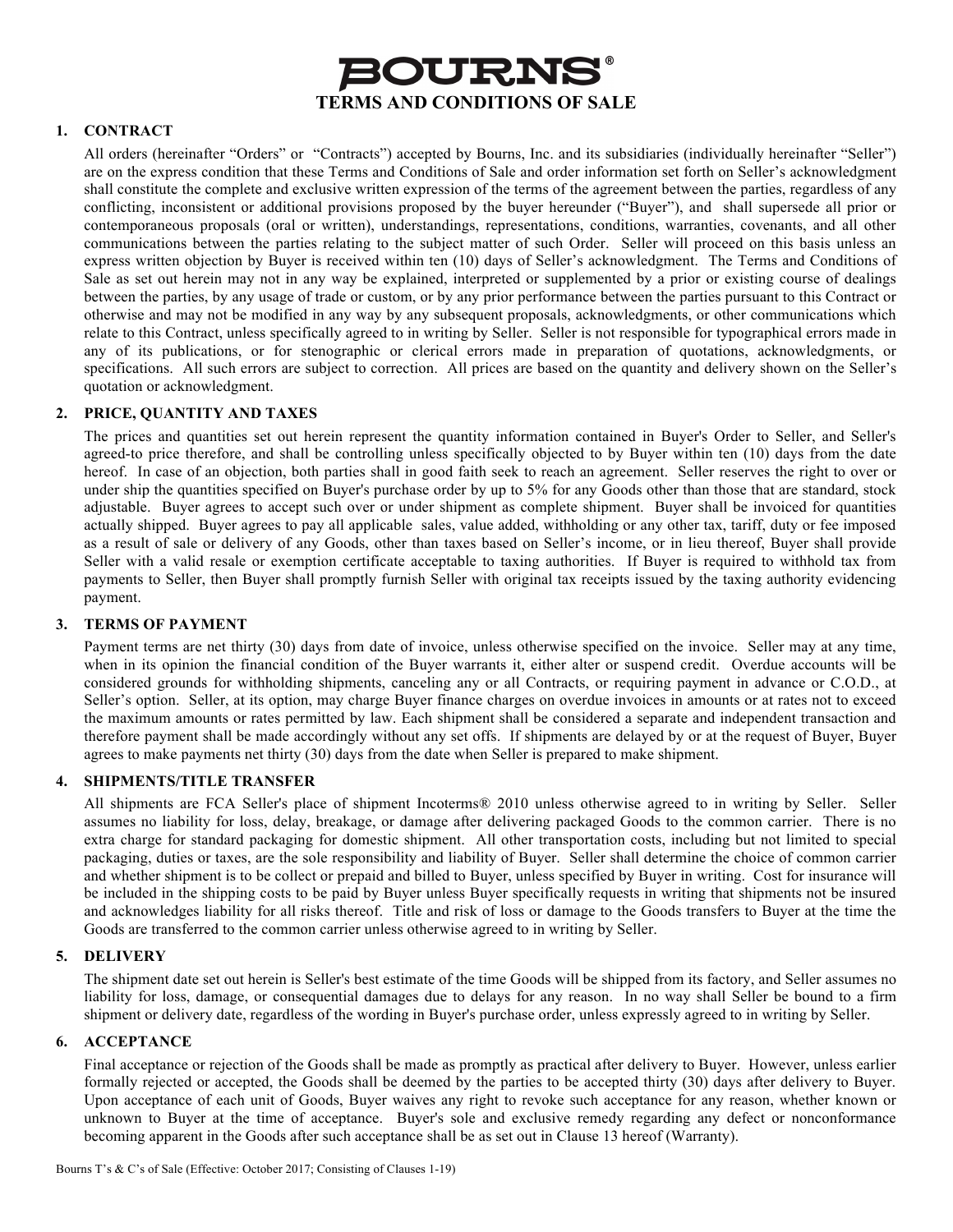# BOURNS®

## TERMS AND CONDITIONS OF SALE

### 1. CONTRACT

All orders (hereinafter "Orders" or "Contracts") accepted by Bourns, Inc. and its subsidiaries (individually hereinafter "Seller") are on the express condition that these Terms and Conditions of Sale and order information set forth on Seller's acknowledgment shall constitute the complete and exclusive written expression of the terms of the agreement between the parties, regardless of any conflicting, inconsistent or additional provisions proposed by the buyer hereunder ("Buyer"), and shall supersede all prior or contemporaneous proposals (oral or written), understandings, representations, conditions, warranties, covenants, and all other communications between the parties relating to the subject matter of such Order. Seller will proceed on this basis unless an express written objection by Buyer is received within ten (10) days of Seller's acknowledgment. The Terms and Conditions of Sale as set out herein may not in any way be explained, interpreted or supplemented by a prior or existing course of dealings between the parties, by any usage of trade or custom, or by any prior performance between the parties pursuant to this Contract or otherwise and may not be modified in any way by any subsequent proposals, acknowledgments, or other communications which relate to this Contract, unless specifically agreed to in writing by Seller. Seller is not responsible for typographical errors made in any of its publications, or for stenographic or clerical errors made in preparation of quotations, acknowledgments, or specifications. All such errors are subject to correction. All prices are based on the quantity and delivery shown on the Seller's quotation or acknowledgment.

### 2. PRICE, QUANTITY AND TAXES

The prices and quantities set out herein represent the quantity information contained in Buyer's Order to Seller, and Seller's agreed-to price therefore, and shall be controlling unless specifically objected to by Buyer within ten (10) days from the date hereof. In case of an objection, both parties shall in good faith seek to reach an agreement. Seller reserves the right to over or under ship the quantities specified on Buyer's purchase order by up to 5% for any Goods other than those that are standard, stock adjustable. Buyer agrees to accept such over or under shipment as complete shipment. Buyer shall be invoiced for quantities actually shipped. Buyer agrees to pay all applicable sales, value added, withholding or any other tax, tariff, duty or fee imposed as a result of sale or delivery of any Goods, other than taxes based on Seller's income, or in lieu thereof, Buyer shall provide Seller with a valid resale or exemption certificate acceptable to taxing authorities. If Buyer is required to withhold tax from payments to Seller, then Buyer shall promptly furnish Seller with original tax receipts issued by the taxing authority evidencing payment.

### 3. TERMS OF PAYMENT

Payment terms are net thirty (30) days from date of invoice, unless otherwise specified on the invoice. Seller may at any time, when in its opinion the financial condition of the Buyer warrants it, either alter or suspend credit. Overdue accounts will be considered grounds for withholding shipments, canceling any or all Contracts, or requiring payment in advance or C.O.D., at Seller's option. Seller, at its option, may charge Buyer finance charges on overdue invoices in amounts or at rates not to exceed the maximum amounts or rates permitted by law. Each shipment shall be considered a separate and independent transaction and therefore payment shall be made accordingly without any set offs. If shipments are delayed by or at the request of Buyer, Buyer agrees to make payments net thirty (30) days from the date when Seller is prepared to make shipment.

### 4. SHIPMENTS/TITLE TRANSFER

All shipments are FCA Seller's place of shipment Incoterms® 2010 unless otherwise agreed to in writing by Seller. Seller assumes no liability for loss, delay, breakage, or damage after delivering packaged Goods to the common carrier. There is no extra charge for standard packaging for domestic shipment. All other transportation costs, including but not limited to special packaging, duties or taxes, are the sole responsibility and liability of Buyer. Seller shall determine the choice of common carrier and whether shipment is to be collect or prepaid and billed to Buyer, unless specified by Buyer in writing. Cost for insurance will be included in the shipping costs to be paid by Buyer unless Buyer specifically requests in writing that shipments not be insured and acknowledges liability for all risks thereof. Title and risk of loss or damage to the Goods transfers to Buyer at the time the Goods are transferred to the common carrier unless otherwise agreed to in writing by Seller.

### 5. DELIVERY

The shipment date set out herein is Seller's best estimate of the time Goods will be shipped from its factory, and Seller assumes no liability for loss, damage, or consequential damages due to delays for any reason. In no way shall Seller be bound to a firm shipment or delivery date, regardless of the wording in Buyer's purchase order, unless expressly agreed to in writing by Seller.

### 6. ACCEPTANCE

Final acceptance or rejection of the Goods shall be made as promptly as practical after delivery to Buyer. However, unless earlier formally rejected or accepted, the Goods shall be deemed by the parties to be accepted thirty (30) days after delivery to Buyer. Upon acceptance of each unit of Goods, Buyer waives any right to revoke such acceptance for any reason, whether known or unknown to Buyer at the time of acceptance. Buyer's sole and exclusive remedy regarding any defect or nonconformance becoming apparent in the Goods after such acceptance shall be as set out in Clause 13 hereof (Warranty).

Bourns T's & C's of Sale (Effective: October 2017; Consisting of Clauses 1-19)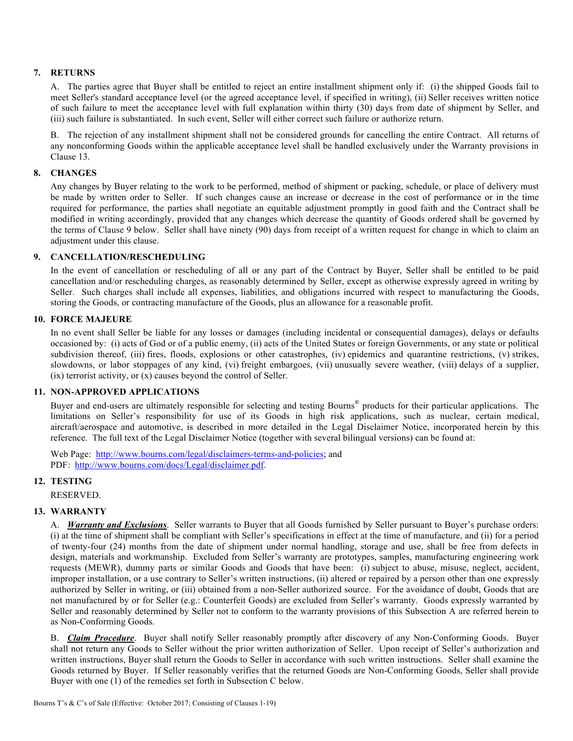## 7. RETURNS

A. The parties agree that Buyer shall be entitled to reject an entire installment shipment only if: (i) the shipped Goods fail to meet Seller's standard acceptance level (or the agreed acceptance level, if specified in writing), (ii) Seller receives written notice of such failure to meet the acceptance level with full explanation within thirty (30) days from date of shipment by Seller, and (iii) such failure is substantiated. In such event, Seller will either correct such failure or authorize return.

B. The rejection of any installment shipment shall not be considered grounds for cancelling the entire Contract. All returns of any nonconforming Goods within the applicable acceptance level shall be handled exclusively under the Warranty provisions in Clause 13.

## 8. CHANGES

Any changes by Buyer relating to the work to be performed, method of shipment or packing, schedule, or place of delivery must be made by written order to Seller. If such changes cause an increase or decrease in the cost of performance or in the time required for performance, the parties shall negotiate an equitable adjustment promptly in good faith and the Contract shall be modified in writing accordingly, provided that any changes which decrease the quantity of Goods ordered shall be governed by the terms of Clause 9 below. Seller shall have ninety (90) days from receipt of a written request for change in which to claim an adjustment under this clause.

## 9. CANCELLATION/RESCHEDULING

In the event of cancellation or rescheduling of all or any part of the Contract by Buyer, Seller shall be entitled to be paid cancellation and/or rescheduling charges, as reasonably determined by Seller, except as otherwise expressly agreed in writing by Seller. Such charges shall include all expenses, liabilities, and obligations incurred with respect to manufacturing the Goods, storing the Goods, or contracting manufacture of the Goods, plus an allowance for a reasonable profit.

## 10. FORCE MAJEURE

In no event shall Seller be liable for any losses or damages (including incidental or consequential damages), delays or defaults occasioned by: (i) acts of God or of a public enemy, (ii) acts of the United States or foreign Governments, or any state or political subdivision thereof, (iii) fires, floods, explosions or other catastrophes, (iv) epidemics and quarantine restrictions, (v) strikes, slowdowns, or labor stoppages of any kind, (vi) freight embargoes, (vii) unusually severe weather, (viii) delays of a supplier, (ix) terrorist activity, or (x) causes beyond the control of Seller.

## 11. NON-APPROVED APPLICATIONS

Buyer and end-users are ultimately responsible for selecting and testing Bourns® products for their particular applications. The limitations on Seller's responsibility for use of its Goods in high risk applications, such as nuclear, certain medical, aircraft/aerospace and automotive, is described in more detailed in the Legal Disclaimer Notice, incorporated herein by this reference. The full text of the Legal Disclaimer Notice (together with several bilingual versions) can be found at:

Web Page: http://www.bourns.com/legal/disclaimers-terms-and-policies; and
PDF: http://www.bourns.com/docs/Legal/disclaimer.pdf.

## 12. TESTING

RESERVED.

## 13. WARRANTY

A. ***Warranty and Exclusions***. Seller warrants to Buyer that all Goods furnished by Seller pursuant to Buyer's purchase orders: (i) at the time of shipment shall be compliant with Seller's specifications in effect at the time of manufacture, and (ii) for a period of twenty-four (24) months from the date of shipment under normal handling, storage and use, shall be free from defects in design, materials and workmanship. Excluded from Seller's warranty are prototypes, samples, manufacturing engineering work requests (MEWR), dummy parts or similar Goods and Goods that have been: (i) subject to abuse, misuse, neglect, accident, improper installation, or a use contrary to Seller's written instructions, (ii) altered or repaired by a person other than one expressly authorized by Seller in writing, or (iii) obtained from a non-Seller authorized source. For the avoidance of doubt, Goods that are not manufactured by or for Seller (e.g.: Counterfeit Goods) are excluded from Seller's warranty. Goods expressly warranted by Seller and reasonably determined by Seller not to conform to the warranty provisions of this Subsection A are referred herein to as Non-Conforming Goods.

B. ***Claim Procedure***. Buyer shall notify Seller reasonably promptly after discovery of any Non-Conforming Goods. Buyer shall not return any Goods to Seller without the prior written authorization of Seller. Upon receipt of Seller's authorization and written instructions, Buyer shall return the Goods to Seller in accordance with such written instructions. Seller shall examine the Goods returned by Buyer. If Seller reasonably verifies that the returned Goods are Non-Conforming Goods, Seller shall provide Buyer with one (1) of the remedies set forth in Subsection C below.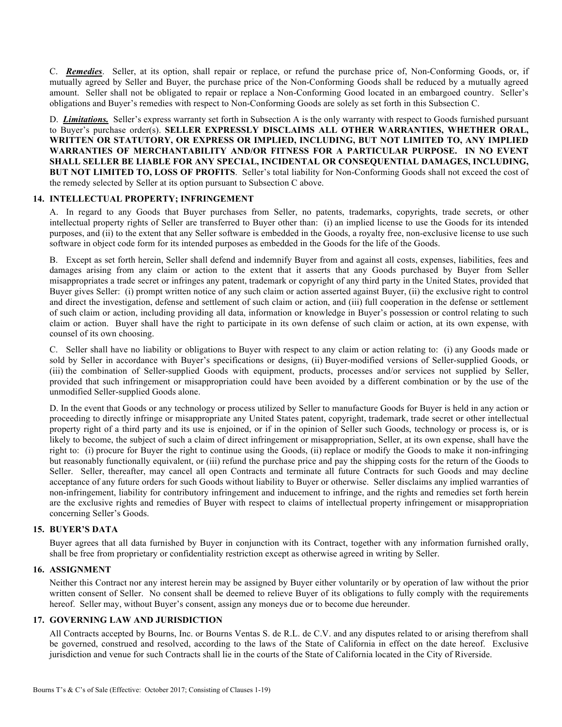C. ***Remedies***. Seller, at its option, shall repair or replace, or refund the purchase price of, Non-Conforming Goods, or, if mutually agreed by Seller and Buyer, the purchase price of the Non-Conforming Goods shall be reduced by a mutually agreed amount. Seller shall not be obligated to repair or replace a Non-Conforming Good located in an embargoed country. Seller's obligations and Buyer's remedies with respect to Non-Conforming Goods are solely as set forth in this Subsection C.

D. ***Limitations.*** Seller's express warranty set forth in Subsection A is the only warranty with respect to Goods furnished pursuant to Buyer's purchase order(s). **SELLER EXPRESSLY DISCLAIMS ALL OTHER WARRANTIES, WHETHER ORAL, WRITTEN OR STATUTORY, OR EXPRESS OR IMPLIED, INCLUDING, BUT NOT LIMITED TO, ANY IMPLIED WARRANTIES OF MERCHANTABILITY AND/OR FITNESS FOR A PARTICULAR PURPOSE. IN NO EVENT SHALL SELLER BE LIABLE FOR ANY SPECIAL, INCIDENTAL OR CONSEQUENTIAL DAMAGES, INCLUDING, BUT NOT LIMITED TO, LOSS OF PROFITS**. Seller's total liability for Non-Conforming Goods shall not exceed the cost of the remedy selected by Seller at its option pursuant to Subsection C above.

### 14. INTELLECTUAL PROPERTY; INFRINGEMENT

A. In regard to any Goods that Buyer purchases from Seller, no patents, trademarks, copyrights, trade secrets, or other intellectual property rights of Seller are transferred to Buyer other than: (i) an implied license to use the Goods for its intended purposes, and (ii) to the extent that any Seller software is embedded in the Goods, a royalty free, non-exclusive license to use such software in object code form for its intended purposes as embedded in the Goods for the life of the Goods.

B. Except as set forth herein, Seller shall defend and indemnify Buyer from and against all costs, expenses, liabilities, fees and damages arising from any claim or action to the extent that it asserts that any Goods purchased by Buyer from Seller misappropriates a trade secret or infringes any patent, trademark or copyright of any third party in the United States, provided that Buyer gives Seller: (i) prompt written notice of any such claim or action asserted against Buyer, (ii) the exclusive right to control and direct the investigation, defense and settlement of such claim or action, and (iii) full cooperation in the defense or settlement of such claim or action, including providing all data, information or knowledge in Buyer's possession or control relating to such claim or action. Buyer shall have the right to participate in its own defense of such claim or action, at its own expense, with counsel of its own choosing.

C. Seller shall have no liability or obligations to Buyer with respect to any claim or action relating to: (i) any Goods made or sold by Seller in accordance with Buyer's specifications or designs, (ii) Buyer-modified versions of Seller-supplied Goods, or (iii) the combination of Seller-supplied Goods with equipment, products, processes and/or services not supplied by Seller, provided that such infringement or misappropriation could have been avoided by a different combination or by the use of the unmodified Seller-supplied Goods alone.

D. In the event that Goods or any technology or process utilized by Seller to manufacture Goods for Buyer is held in any action or proceeding to directly infringe or misappropriate any United States patent, copyright, trademark, trade secret or other intellectual property right of a third party and its use is enjoined, or if in the opinion of Seller such Goods, technology or process is, or is likely to become, the subject of such a claim of direct infringement or misappropriation, Seller, at its own expense, shall have the right to: (i) procure for Buyer the right to continue using the Goods, (ii) replace or modify the Goods to make it non-infringing but reasonably functionally equivalent, or (iii) refund the purchase price and pay the shipping costs for the return of the Goods to Seller. Seller, thereafter, may cancel all open Contracts and terminate all future Contracts for such Goods and may decline acceptance of any future orders for such Goods without liability to Buyer or otherwise. Seller disclaims any implied warranties of non-infringement, liability for contributory infringement and inducement to infringe, and the rights and remedies set forth herein are the exclusive rights and remedies of Buyer with respect to claims of intellectual property infringement or misappropriation concerning Seller's Goods.

### 15. BUYER'S DATA

Buyer agrees that all data furnished by Buyer in conjunction with its Contract, together with any information furnished orally, shall be free from proprietary or confidentiality restriction except as otherwise agreed in writing by Seller.

### 16. ASSIGNMENT

Neither this Contract nor any interest herein may be assigned by Buyer either voluntarily or by operation of law without the prior written consent of Seller. No consent shall be deemed to relieve Buyer of its obligations to fully comply with the requirements hereof. Seller may, without Buyer's consent, assign any moneys due or to become due hereunder.

### 17. GOVERNING LAW AND JURISDICTION

All Contracts accepted by Bourns, Inc. or Bourns Ventas S. de R.L. de C.V. and any disputes related to or arising therefrom shall be governed, construed and resolved, according to the laws of the State of California in effect on the date hereof. Exclusive jurisdiction and venue for such Contracts shall lie in the courts of the State of California located in the City of Riverside.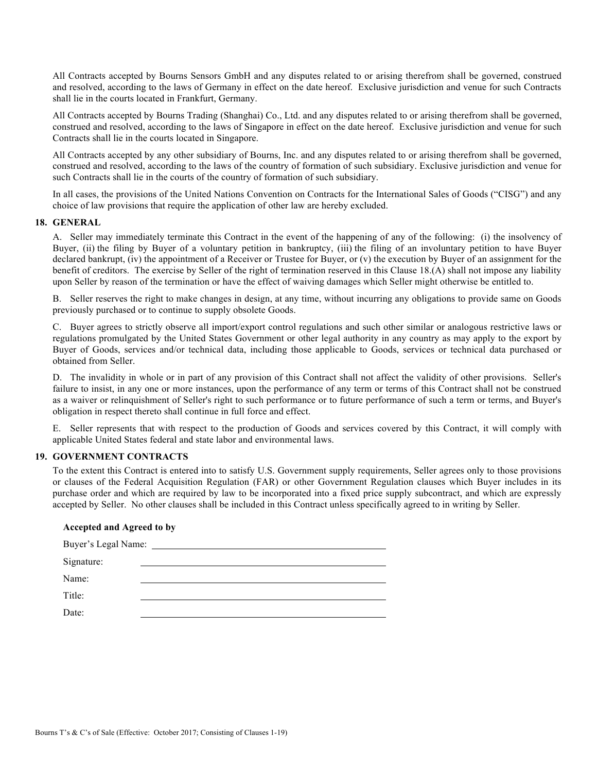All Contracts accepted by Bourns Sensors GmbH and any disputes related to or arising therefrom shall be governed, construed and resolved, according to the laws of Germany in effect on the date hereof. Exclusive jurisdiction and venue for such Contracts shall lie in the courts located in Frankfurt, Germany.

All Contracts accepted by Bourns Trading (Shanghai) Co., Ltd. and any disputes related to or arising therefrom shall be governed, construed and resolved, according to the laws of Singapore in effect on the date hereof. Exclusive jurisdiction and venue for such Contracts shall lie in the courts located in Singapore.

All Contracts accepted by any other subsidiary of Bourns, Inc. and any disputes related to or arising therefrom shall be governed, construed and resolved, according to the laws of the country of formation of such subsidiary. Exclusive jurisdiction and venue for such Contracts shall lie in the courts of the country of formation of such subsidiary.

In all cases, the provisions of the United Nations Convention on Contracts for the International Sales of Goods ("CISG") and any choice of law provisions that require the application of other law are hereby excluded.

## 18. GENERAL

A. Seller may immediately terminate this Contract in the event of the happening of any of the following: (i) the insolvency of Buyer, (ii) the filing by Buyer of a voluntary petition in bankruptcy, (iii) the filing of an involuntary petition to have Buyer declared bankrupt, (iv) the appointment of a Receiver or Trustee for Buyer, or (v) the execution by Buyer of an assignment for the benefit of creditors. The exercise by Seller of the right of termination reserved in this Clause 18.(A) shall not impose any liability upon Seller by reason of the termination or have the effect of waiving damages which Seller might otherwise be entitled to.

B. Seller reserves the right to make changes in design, at any time, without incurring any obligations to provide same on Goods previously purchased or to continue to supply obsolete Goods.

C. Buyer agrees to strictly observe all import/export control regulations and such other similar or analogous restrictive laws or regulations promulgated by the United States Government or other legal authority in any country as may apply to the export by Buyer of Goods, services and/or technical data, including those applicable to Goods, services or technical data purchased or obtained from Seller.

D. The invalidity in whole or in part of any provision of this Contract shall not affect the validity of other provisions. Seller's failure to insist, in any one or more instances, upon the performance of any term or terms of this Contract shall not be construed as a waiver or relinquishment of Seller's right to such performance or to future performance of such a term or terms, and Buyer's obligation in respect thereto shall continue in full force and effect.

E. Seller represents that with respect to the production of Goods and services covered by this Contract, it will comply with applicable United States federal and state labor and environmental laws.

## 19. GOVERNMENT CONTRACTS

To the extent this Contract is entered into to satisfy U.S. Government supply requirements, Seller agrees only to those provisions or clauses of the Federal Acquisition Regulation (FAR) or other Government Regulation clauses which Buyer includes in its purchase order and which are required by law to be incorporated into a fixed price supply subcontract, and which are expressly accepted by Seller. No other clauses shall be included in this Contract unless specifically agreed to in writing by Seller.

**Accepted and Agreed to by**

Buyer's Legal Name: \_\_\_\_\_\_\_\_\_\_\_\_\_\_\_\_\_\_\_\_\_\_\_\_\_\_\_\_\_\_\_\_\_\_\_\_

Signature: \_\_\_\_\_\_\_\_\_\_\_\_\_\_\_\_\_\_\_\_\_\_\_\_\_\_\_\_\_\_\_\_\_\_\_\_

Name: \_\_\_\_\_\_\_\_\_\_\_\_\_\_\_\_\_\_\_\_\_\_\_\_\_\_\_\_\_\_\_\_\_\_\_\_

Title: \_\_\_\_\_\_\_\_\_\_\_\_\_\_\_\_\_\_\_\_\_\_\_\_\_\_\_\_\_\_\_\_\_\_\_\_

Date: \_\_\_\_\_\_\_\_\_\_\_\_\_\_\_\_\_\_\_\_\_\_\_\_\_\_\_\_\_\_\_\_\_\_\_\_